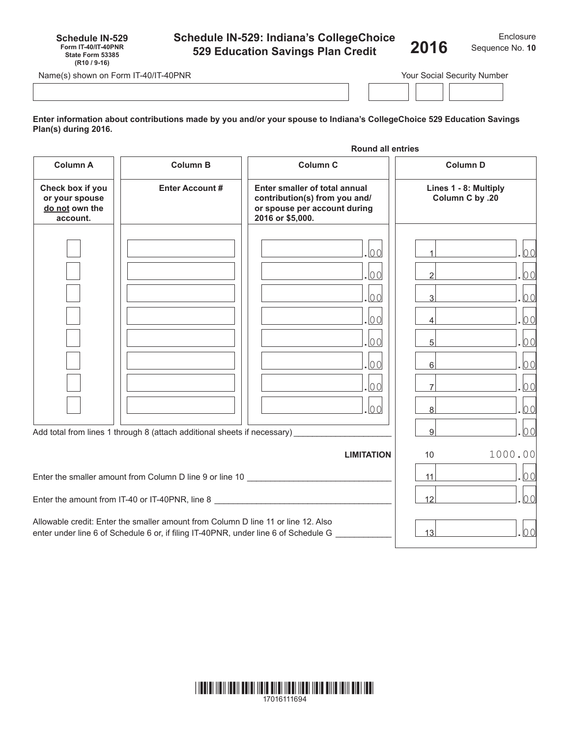**Schedule IN-529**
**Form IT-40/IT-40PNR**
**State Form 53385**
**(R10 / 9-16)**

# Schedule IN-529: Indiana's CollegeChoice 529 Education Savings Plan Credit

# 2016

Enclosure
Sequence No. **10**

Name(s) shown on Form IT-40/IT-40PNR | Your Social Security Number

**Enter information about contributions made by you and/or your spouse to Indiana's CollegeChoice 529 Education Savings Plan(s) during 2016.**

**Round all entries**

| Column A | Column B | Column C | Column D |
|---|---|---|---|
| **Check box if you or your spouse do not own the account.** | **Enter Account #** | **Enter smaller of total annual contribution(s) from you and/ or spouse per account during 2016 or $5,000.** | **Lines 1 - 8: Multiply Column C by .20** |
| ☐ | | .00 | 1 .00 |
| ☐ | | .00 | 2 .00 |
| ☐ | | .00 | 3 .00 |
| ☐ | | .00 | 4 .00 |
| ☐ | | .00 | 5 .00 |
| ☐ | | .00 | 6 .00 |
| ☐ | | .00 | 7 .00 |
| ☐ | | .00 | 8 .00 |

Add total from lines 1 through 8 (attach additional sheets if necessary) ____________ 9 .00

**LIMITATION** 10 1000.00

Enter the smaller amount from Column D line 9 or line 10 ____________ 11 .00

Enter the amount from IT-40 or IT-40PNR, line 8 ____________ 12 .00

Allowable credit: Enter the smaller amount from Column D line 11 or line 12. Also enter under line 6 of Schedule 6 or, if filing IT-40PNR, under line 6 of Schedule G ____________ 13 .00

17016111694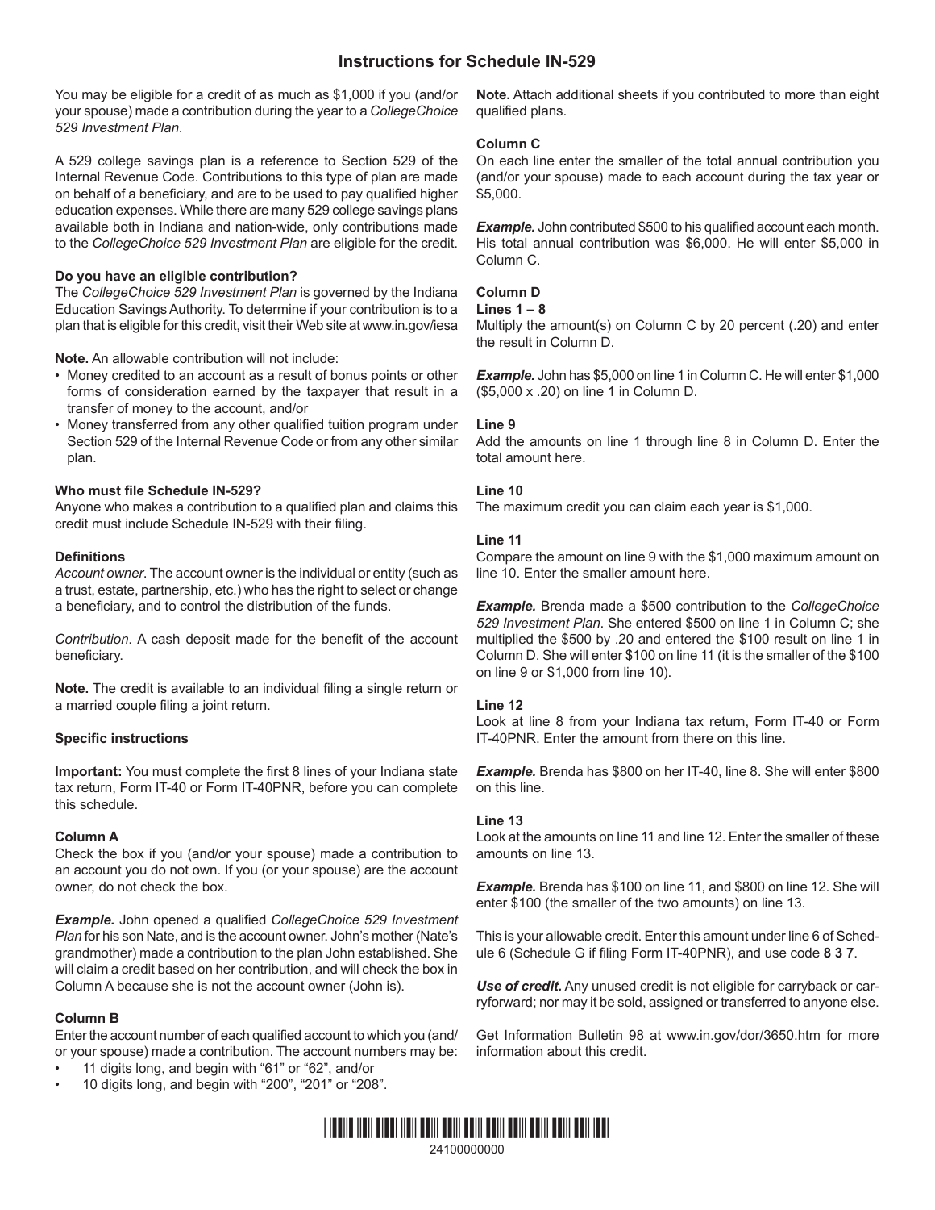# Instructions for Schedule IN-529

You may be eligible for a credit of as much as $1,000 if you (and/or your spouse) made a contribution during the year to a *CollegeChoice 529 Investment Plan*.

A 529 college savings plan is a reference to Section 529 of the Internal Revenue Code. Contributions to this type of plan are made on behalf of a beneficiary, and are to be used to pay qualified higher education expenses. While there are many 529 college savings plans available both in Indiana and nation-wide, only contributions made to the *CollegeChoice 529 Investment Plan* are eligible for the credit.

**Do you have an eligible contribution?**
The *CollegeChoice 529 Investment Plan* is governed by the Indiana Education Savings Authority. To determine if your contribution is to a plan that is eligible for this credit, visit their Web site at www.in.gov/iesa

**Note.** An allowable contribution will not include:

- Money credited to an account as a result of bonus points or other forms of consideration earned by the taxpayer that result in a transfer of money to the account, and/or
- Money transferred from any other qualified tuition program under Section 529 of the Internal Revenue Code or from any other similar plan.

**Who must file Schedule IN-529?**
Anyone who makes a contribution to a qualified plan and claims this credit must include Schedule IN-529 with their filing.

**Definitions**
*Account owner*. The account owner is the individual or entity (such as a trust, estate, partnership, etc.) who has the right to select or change a beneficiary, and to control the distribution of the funds.

*Contribution*. A cash deposit made for the benefit of the account beneficiary.

**Note.** The credit is available to an individual filing a single return or a married couple filing a joint return.

**Specific instructions**

**Important:** You must complete the first 8 lines of your Indiana state tax return, Form IT-40 or Form IT-40PNR, before you can complete this schedule.

**Column A**
Check the box if you (and/or your spouse) made a contribution to an account you do not own. If you (or your spouse) are the account owner, do not check the box.

***Example.*** John opened a qualified *CollegeChoice 529 Investment Plan* for his son Nate, and is the account owner. John's mother (Nate's grandmother) made a contribution to the plan John established. She will claim a credit based on her contribution, and will check the box in Column A because she is not the account owner (John is).

**Column B**
Enter the account number of each qualified account to which you (and/or your spouse) made a contribution. The account numbers may be:

- 11 digits long, and begin with "61" or "62", and/or
- 10 digits long, and begin with "200", "201" or "208".

**Note.** Attach additional sheets if you contributed to more than eight qualified plans.

**Column C**
On each line enter the smaller of the total annual contribution you (and/or your spouse) made to each account during the tax year or $5,000.

***Example.*** John contributed $500 to his qualified account each month. His total annual contribution was $6,000. He will enter $5,000 in Column C.

**Column D**
**Lines 1 – 8**
Multiply the amount(s) on Column C by 20 percent (.20) and enter the result in Column D.

***Example.*** John has $5,000 on line 1 in Column C. He will enter $1,000 ($5,000 x .20) on line 1 in Column D.

**Line 9**
Add the amounts on line 1 through line 8 in Column D. Enter the total amount here.

**Line 10**
The maximum credit you can claim each year is $1,000.

**Line 11**
Compare the amount on line 9 with the $1,000 maximum amount on line 10. Enter the smaller amount here.

***Example.*** Brenda made a $500 contribution to the *CollegeChoice 529 Investment Plan*. She entered $500 on line 1 in Column C; she multiplied the $500 by .20 and entered the $100 result on line 1 in Column D. She will enter $100 on line 11 (it is the smaller of the $100 on line 9 or $1,000 from line 10).

**Line 12**
Look at line 8 from your Indiana tax return, Form IT-40 or Form IT-40PNR. Enter the amount from there on this line.

***Example.*** Brenda has $800 on her IT-40, line 8. She will enter $800 on this line.

**Line 13**
Look at the amounts on line 11 and line 12. Enter the smaller of these amounts on line 13.

***Example.*** Brenda has $100 on line 11, and $800 on line 12. She will enter $100 (the smaller of the two amounts) on line 13.

This is your allowable credit. Enter this amount under line 6 of Schedule 6 (Schedule G if filing Form IT-40PNR), and use code **8 3 7**.

***Use of credit.*** Any unused credit is not eligible for carryback or carryforward; nor may it be sold, assigned or transferred to anyone else.

Get Information Bulletin 98 at www.in.gov/dor/3650.htm for more information about this credit.

24100000000